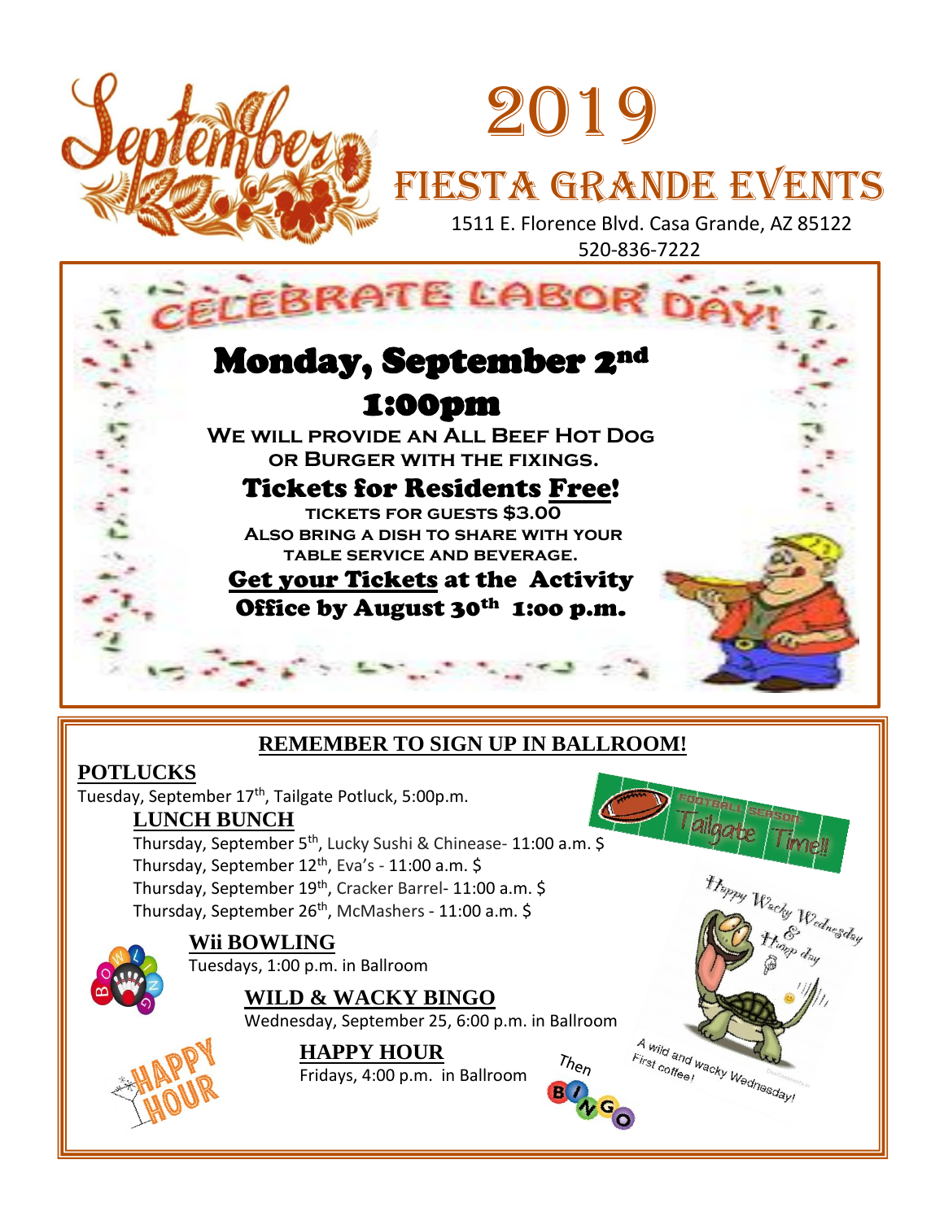# September 2019

# Fiesta Grande Events

1511 E. Florence Blvd. Casa Grande, AZ 85122
520-836-7222

## CELEBRATE LABOR DAY!

## Monday, September 2nd 1:00pm

**We will provide an All Beef Hot Dog or Burger with the fixings.**

### Tickets for Residents Free!

**Tickets for guests $3.00**

**Also bring a dish to share with your table service and beverage.**

**Get your Tickets at the Activity Office by August 30th 1:oo p.m.**

---

## REMEMBER TO SIGN UP IN BALLROOM!

### POTLUCKS

Tuesday, September 17th, Tailgate Potluck, 5:00p.m.

### LUNCH BUNCH

Thursday, September 5th, Lucky Sushi & Chinease- 11:00 a.m. $
Thursday, September 12th, Eva's - 11:00 a.m. $
Thursday, September 19th, Cracker Barrel- 11:00 a.m. $
Thursday, September 26th, McMashers - 11:00 a.m. $

### Wii BOWLING

Tuesdays, 1:00 p.m. in Ballroom

### WILD & WACKY BINGO

Wednesday, September 25, 6:00 p.m. in Ballroom

### HAPPY HOUR

Fridays, 4:00 p.m. in Ballroom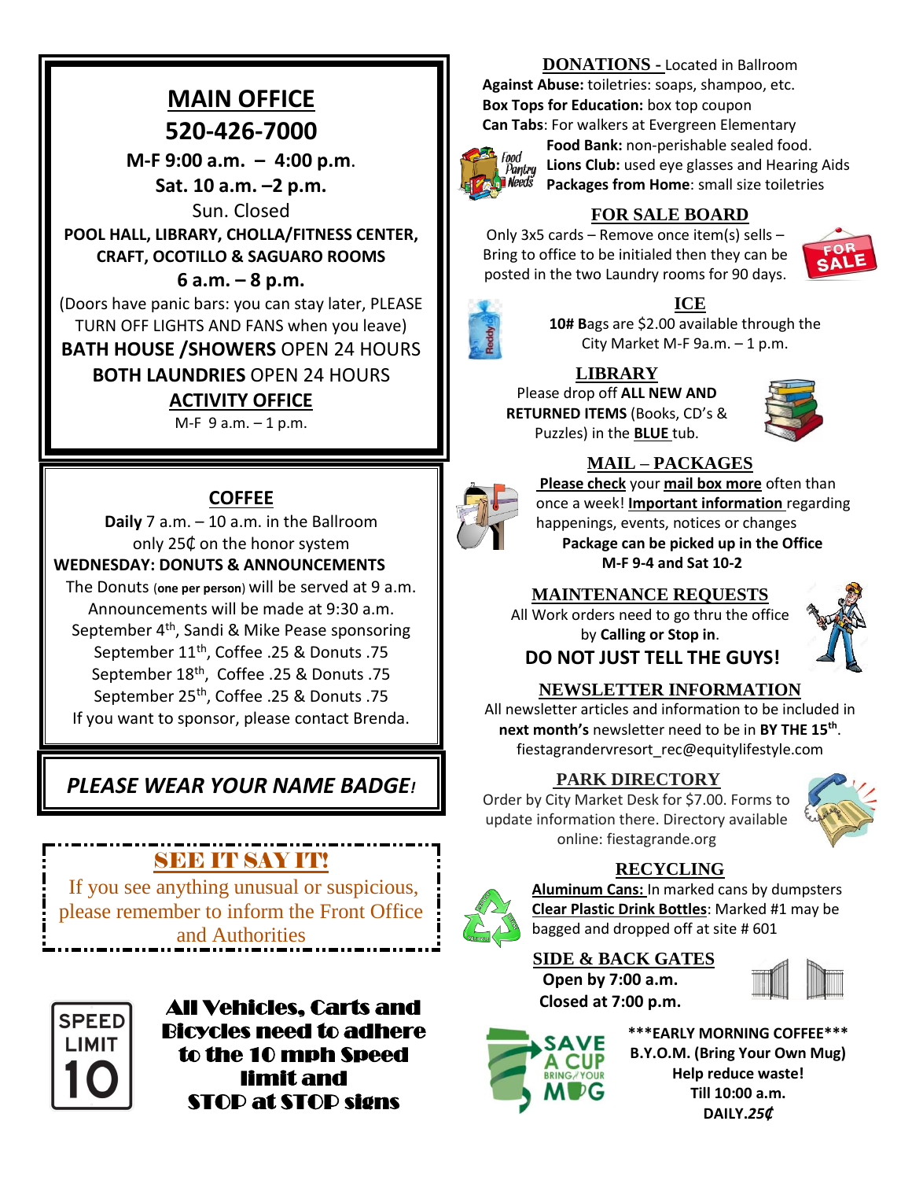## MAIN OFFICE
## 520-426-7000

**M-F 9:00 a.m. – 4:00 p.m.**

**Sat. 10 a.m. –2 p.m.**

Sun. Closed

**POOL HALL, LIBRARY, CHOLLA/FITNESS CENTER, CRAFT, OCOTILLO & SAGUARO ROOMS**

**6 a.m. – 8 p.m.**

(Doors have panic bars: you can stay later, PLEASE TURN OFF LIGHTS AND FANS when you leave)

**BATH HOUSE /SHOWERS** OPEN 24 HOURS

**BOTH LAUNDRIES** OPEN 24 HOURS

**ACTIVITY OFFICE**

M-F 9 a.m. – 1 p.m.

## COFFEE

**Daily** 7 a.m. – 10 a.m. in the Ballroom only 25₵ on the honor system

**WEDNESDAY: DONUTS & ANNOUNCEMENTS**

The Donuts (**one per person**) will be served at 9 a.m. Announcements will be made at 9:30 a.m.

September 4th, Sandi & Mike Pease sponsoring

September 11th, Coffee .25 & Donuts .75

September 18th, Coffee .25 & Donuts .75

September 25th, Coffee .25 & Donuts .75

If you want to sponsor, please contact Brenda.

***PLEASE WEAR YOUR NAME BADGE!***

## SEE IT SAY IT!

If you see anything unusual or suspicious, please remember to inform the Front Office and Authorities

SPEED LIMIT 10

**All Vehicles, Carts and Bicycles need to adhere to the 10 mph Speed limit and STOP at STOP signs**

## DONATIONS - Located in Ballroom

**Against Abuse:** toiletries: soaps, shampoo, etc.

**Box Tops for Education:** box top coupon

**Can Tabs**: For walkers at Evergreen Elementary

**Food Bank:** non-perishable sealed food.

**Lions Club:** used eye glasses and Hearing Aids

**Packages from Home**: small size toiletries

## FOR SALE BOARD

Only 3x5 cards – Remove once item(s) sells – Bring to office to be initialed then they can be posted in the two Laundry rooms for 90 days.

## ICE

**10# B**ags are $2.00 available through the City Market M-F 9a.m. – 1 p.m.

## LIBRARY

Please drop off **ALL NEW AND RETURNED ITEMS** (Books, CD's & Puzzles) in the **BLUE** tub.

## MAIL – PACKAGES

**Please check** your **mail box more** often than once a week! **Important information** regarding happenings, events, notices or changes

**Package can be picked up in the Office M-F 9-4 and Sat 10-2**

## MAINTENANCE REQUESTS

All Work orders need to go thru the office by **Calling or Stop in**.

**DO NOT JUST TELL THE GUYS!**

## NEWSLETTER INFORMATION

All newsletter articles and information to be included in **next month's** newsletter need to be in **BY THE 15th**. fiestagrandervresort_rec@equitylifestyle.com

## PARK DIRECTORY

Order by City Market Desk for $7.00. Forms to update information there. Directory available online: fiestagrande.org

## RECYCLING

**Aluminum Cans:** In marked cans by dumpsters

**Clear Plastic Drink Bottles**: Marked #1 may be bagged and dropped off at site # 601

## SIDE & BACK GATES

**Open by 7:00 a.m.**

**Closed at 7:00 p.m.**

SAVE A CUP BRING YOUR MUG

**\*\*\*EARLY MORNING COFFEE\*\*\***

**B.Y.O.M. (Bring Your Own Mug)**

**Help reduce waste!**

**Till 10:00 a.m.**

**DAILY.*25₵***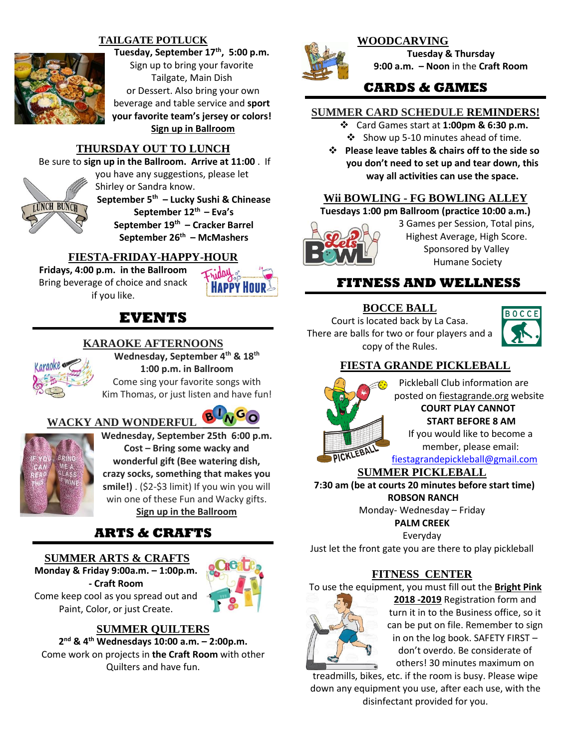## TAILGATE POTLUCK

**Tuesday, September 17th, 5:00 p.m.**
Sign up to bring your favorite Tailgate, Main Dish or Dessert. Also bring your own beverage and table service and **sport your favorite team's jersey or colors!**
**Sign up in Ballroom**

## THURSDAY OUT TO LUNCH

Be sure to **sign up in the Ballroom. Arrive at 11:00** . If you have any suggestions, please let Shirley or Sandra know.

**September 5th – Lucky Sushi & Chinease**
**September 12th – Eva's**
**September 19th – Cracker Barrel**
**September 26th – McMashers**

## FIESTA-FRIDAY-HAPPY-HOUR

**Fridays, 4:00 p.m. in the Ballroom**
Bring beverage of choice and snack if you like.

# EVENTS

## KARAOKE AFTERNOONS

**Wednesday, September 4th & 18th**
**1:00 p.m. in Ballroom**
Come sing your favorite songs with Kim Thomas, or just listen and have fun!

## WACKY AND WONDERFUL BINGO

**Wednesday, September 25th 6:00 p.m.**
**Cost – Bring some wacky and wonderful gift (Bee watering dish, crazy socks, something that makes you smile!)** . ($2-$3 limit) If you win you will win one of these Fun and Wacky gifts.
**Sign up in the Ballroom**

# ARTS & CRAFTS

## SUMMER ARTS & CRAFTS

**Monday & Friday 9:00a.m. – 1:00p.m. - Craft Room**
Come keep cool as you spread out and Paint, Color, or just Create.

## SUMMER QUILTERS

**2nd & 4th Wednesdays 10:00 a.m. – 2:00p.m.**
Come work on projects in **the Craft Room** with other Quilters and have fun.

## WOODCARVING

**Tuesday & Thursday**
**9:00 a.m. – Noon** in the **Craft Room**

# CARDS & GAMES

## SUMMER CARD SCHEDULE REMINDERS!

- Card Games start at **1:00pm & 6:30 p.m.**
- Show up 5-10 minutes ahead of time.
- **Please leave tables & chairs off to the side so you don't need to set up and tear down, this way all activities can use the space.**

## Wii BOWLING - FG BOWLING ALLEY

**Tuesdays 1:00 pm Ballroom (practice 10:00 a.m.)**
3 Games per Session, Total pins, Highest Average, High Score. Sponsored by Valley Humane Society

# FITNESS AND WELLNESS

## BOCCE BALL

Court is located back by La Casa. There are balls for two or four players and a copy of the Rules.

## FIESTA GRANDE PICKLEBALL

Pickleball Club information are posted on fiestagrande.org website
**COURT PLAY CANNOT START BEFORE 8 AM**
If you would like to become a member, please email: fiestagrandepickleball@gmail.com

## SUMMER PICKLEBALL

**7:30 am (be at courts 20 minutes before start time)**
**ROBSON RANCH**
Monday- Wednesday – Friday
**PALM CREEK**
Everyday
Just let the front gate you are there to play pickleball

## FITNESS CENTER

To use the equipment, you must fill out the **Bright Pink 2018 -2019** Registration form and turn it in to the Business office, so it can be put on file. Remember to sign in on the log book. SAFETY FIRST – don't overdo. Be considerate of others! 30 minutes maximum on treadmills, bikes, etc. if the room is busy. Please wipe down any equipment you use, after each use, with the disinfectant provided for you.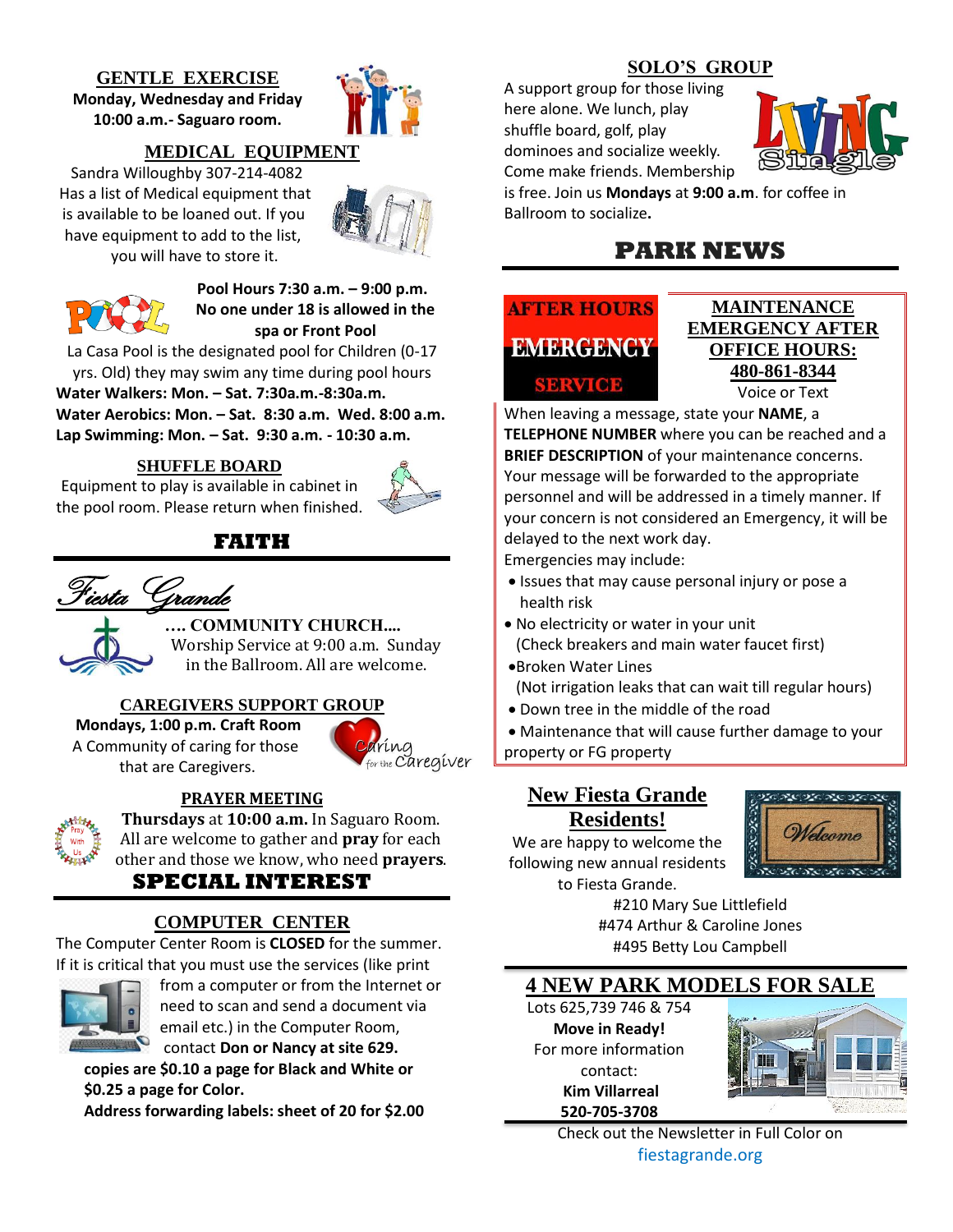## GENTLE EXERCISE

**Monday, Wednesday and Friday**
**10:00 a.m.- Saguaro room.**

## MEDICAL EQUIPMENT

Sandra Willoughby 307-214-4082
Has a list of Medical equipment that is available to be loaned out. If you have equipment to add to the list, you will have to store it.

## POOL

**Pool Hours 7:30 a.m. – 9:00 p.m.**
**No one under 18 is allowed in the spa or Front Pool**

La Casa Pool is the designated pool for Children (0-17 yrs. Old) they may swim any time during pool hours

**Water Walkers: Mon. – Sat. 7:30a.m.-8:30a.m.**
**Water Aerobics: Mon. – Sat. 8:30 a.m. Wed. 8:00 a.m.**
**Lap Swimming: Mon. – Sat. 9:30 a.m. - 10:30 a.m.**

## SHUFFLE BOARD

Equipment to play is available in cabinet in the pool room. Please return when finished.

# FAITH

*Fiesta Grande*

**.... COMMUNITY CHURCH....**
Worship Service at 9:00 a.m. Sunday in the Ballroom. All are welcome.

## CAREGIVERS SUPPORT GROUP

**Mondays, 1:00 p.m. Craft Room**
A Community of caring for those that are Caregivers.

## PRAYER MEETING

**Thursdays** at **10:00 a.m.** In Saguaro Room. All are welcome to gather and **pray** for each other and those we know, who need **prayers**.

# SPECIAL INTEREST

## COMPUTER CENTER

The Computer Center Room is **CLOSED** for the summer. If it is critical that you must use the services (like print from a computer or from the Internet or need to scan and send a document via email etc.) in the Computer Room, contact **Don or Nancy at site 629.**

**copies are $0.10 a page for Black and White or $0.25 a page for Color.**
**Address forwarding labels: sheet of 20 for $2.00**

## SOLO'S GROUP

A support group for those living here alone. We lunch, play shuffle board, golf, play dominoes and socialize weekly. Come make friends. Membership is free. Join us **Mondays** at **9:00 a.m**. for coffee in Ballroom to socialize**.**

# PARK NEWS

## AFTER HOURS EMERGENCY SERVICE

## MAINTENANCE EMERGENCY AFTER OFFICE HOURS: 480-861-8344

Voice or Text

When leaving a message, state your **NAME**, a **TELEPHONE NUMBER** where you can be reached and a **BRIEF DESCRIPTION** of your maintenance concerns. Your message will be forwarded to the appropriate personnel and will be addressed in a timely manner. If your concern is not considered an Emergency, it will be delayed to the next work day.

Emergencies may include:

- Issues that may cause personal injury or pose a health risk
- No electricity or water in your unit (Check breakers and main water faucet first)
- Broken Water Lines (Not irrigation leaks that can wait till regular hours)
- Down tree in the middle of the road
- Maintenance that will cause further damage to your property or FG property

## New Fiesta Grande Residents!

We are happy to welcome the following new annual residents to Fiesta Grande.

#210 Mary Sue Littlefield
#474 Arthur & Caroline Jones
#495 Betty Lou Campbell

## 4 NEW PARK MODELS FOR SALE

Lots 625,739 746 & 754
**Move in Ready!**
For more information contact:
**Kim Villarreal**
**520-705-3708**

Check out the Newsletter in Full Color on fiestagrande.org